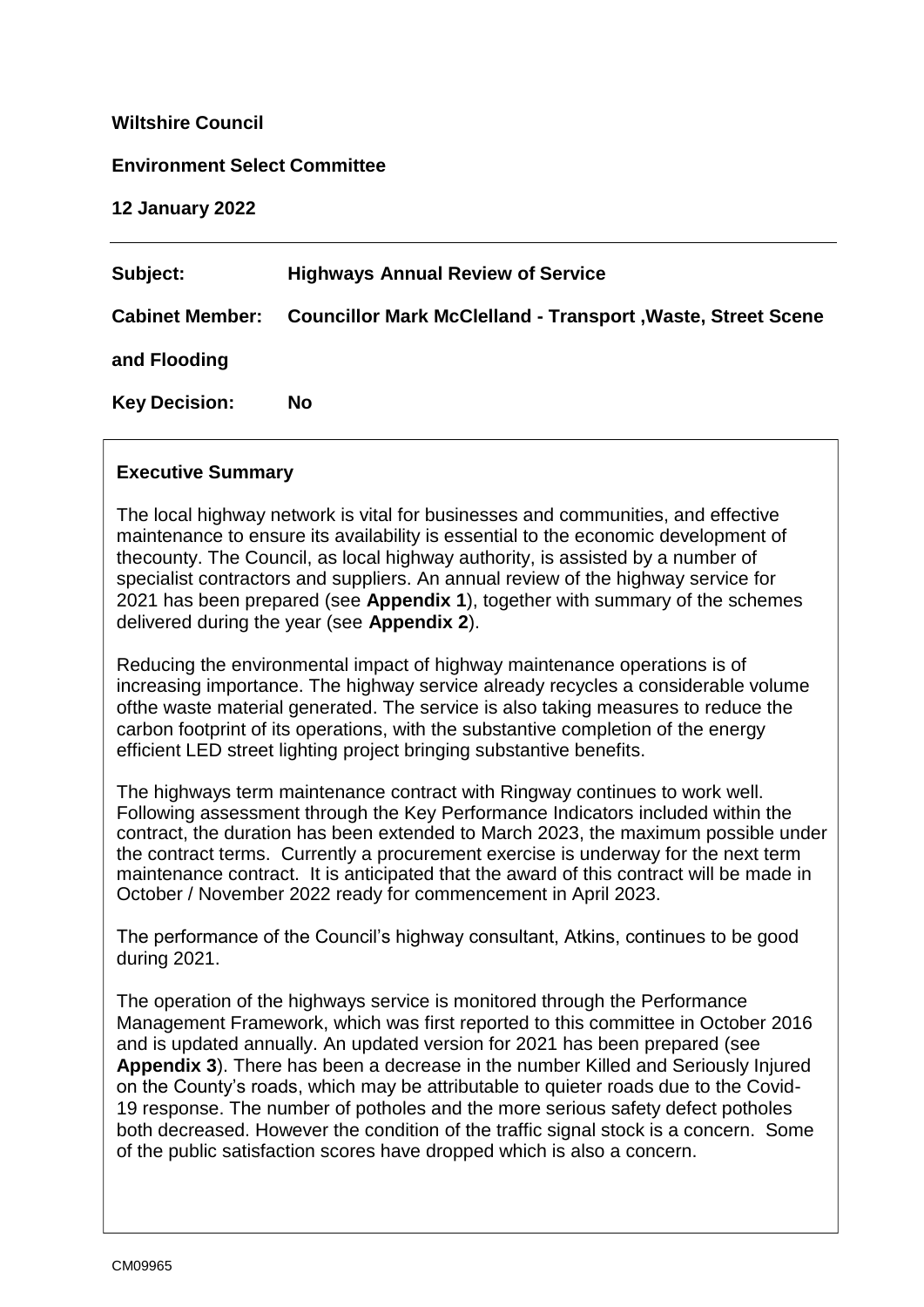**Wiltshire Council**

**Environment Select Committee**

**12 January 2022**

---

**Subject:** **Highways Annual Review of Service**

**Cabinet Member:** **Councillor Mark McClelland - Transport ,Waste, Street Scene and Flooding**

**Key Decision:** **No**

## Executive Summary

The local highway network is vital for businesses and communities, and effective maintenance to ensure its availability is essential to the economic development of thecounty. The Council, as local highway authority, is assisted by a number of specialist contractors and suppliers. An annual review of the highway service for 2021 has been prepared (see **Appendix 1**), together with summary of the schemes delivered during the year (see **Appendix 2**).

Reducing the environmental impact of highway maintenance operations is of increasing importance. The highway service already recycles a considerable volume ofthe waste material generated. The service is also taking measures to reduce the carbon footprint of its operations, with the substantive completion of the energy efficient LED street lighting project bringing substantive benefits.

The highways term maintenance contract with Ringway continues to work well. Following assessment through the Key Performance Indicators included within the contract, the duration has been extended to March 2023, the maximum possible under the contract terms. Currently a procurement exercise is underway for the next term maintenance contract. It is anticipated that the award of this contract will be made in October / November 2022 ready for commencement in April 2023.

The performance of the Council's highway consultant, Atkins, continues to be good during 2021.

The operation of the highways service is monitored through the Performance Management Framework, which was first reported to this committee in October 2016 and is updated annually. An updated version for 2021 has been prepared (see **Appendix 3**). There has been a decrease in the number Killed and Seriously Injured on the County's roads, which may be attributable to quieter roads due to the Covid-19 response. The number of potholes and the more serious safety defect potholes both decreased. However the condition of the traffic signal stock is a concern. Some of the public satisfaction scores have dropped which is also a concern.

CM09965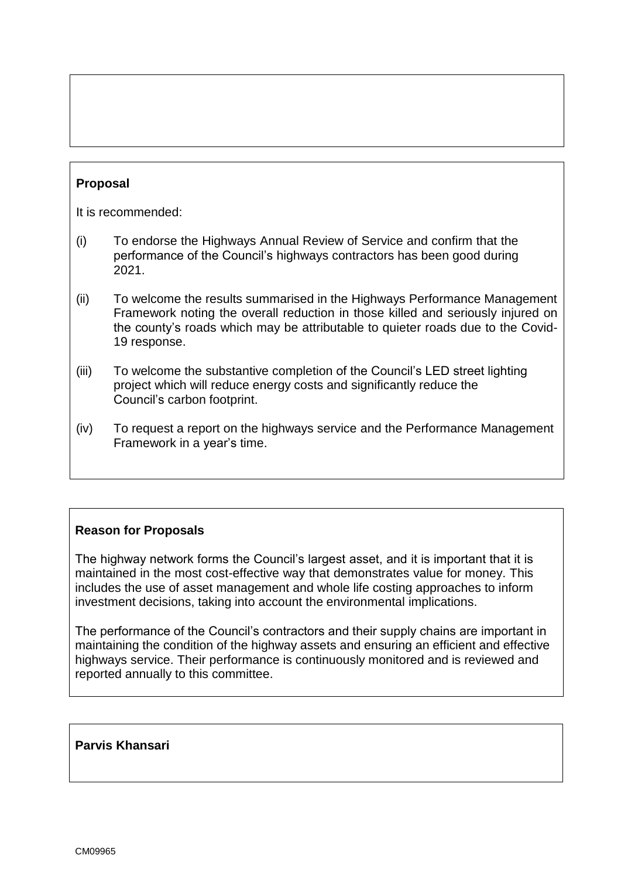**Proposal**

It is recommended:

(i) To endorse the Highways Annual Review of Service and confirm that the performance of the Council's highways contractors has been good during 2021.

(ii) To welcome the results summarised in the Highways Performance Management Framework noting the overall reduction in those killed and seriously injured on the county's roads which may be attributable to quieter roads due to the Covid-19 response.

(iii) To welcome the substantive completion of the Council's LED street lighting project which will reduce energy costs and significantly reduce the Council's carbon footprint.

(iv) To request a report on the highways service and the Performance Management Framework in a year's time.

**Reason for Proposals**

The highway network forms the Council's largest asset, and it is important that it is maintained in the most cost-effective way that demonstrates value for money. This includes the use of asset management and whole life costing approaches to inform investment decisions, taking into account the environmental implications.

The performance of the Council's contractors and their supply chains are important in maintaining the condition of the highway assets and ensuring an efficient and effective highways service. Their performance is continuously monitored and is reviewed and reported annually to this committee.

**Parvis Khansari**

CM09965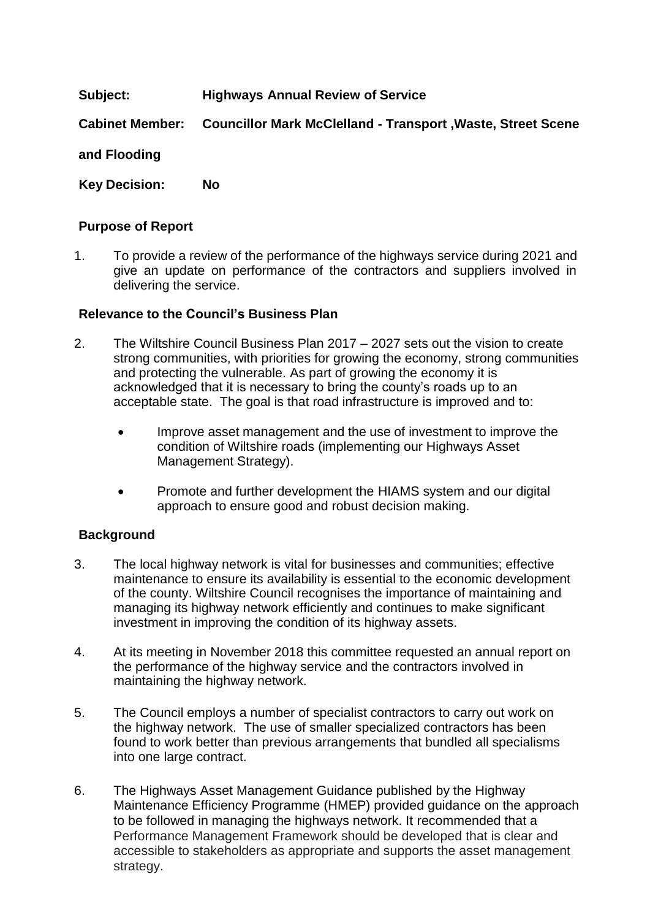**Subject:** **Highways Annual Review of Service**

**Cabinet Member:** **Councillor Mark McClelland - Transport ,Waste, Street Scene and Flooding**

**Key Decision:** **No**

## Purpose of Report

1. To provide a review of the performance of the highways service during 2021 and give an update on performance of the contractors and suppliers involved in delivering the service.

## Relevance to the Council's Business Plan

2. The Wiltshire Council Business Plan 2017 – 2027 sets out the vision to create strong communities, with priorities for growing the economy, strong communities and protecting the vulnerable. As part of growing the economy it is acknowledged that it is necessary to bring the county's roads up to an acceptable state. The goal is that road infrastructure is improved and to:

   - Improve asset management and the use of investment to improve the condition of Wiltshire roads (implementing our Highways Asset Management Strategy).
   - Promote and further development the HIAMS system and our digital approach to ensure good and robust decision making.

## Background

3. The local highway network is vital for businesses and communities; effective maintenance to ensure its availability is essential to the economic development of the county. Wiltshire Council recognises the importance of maintaining and managing its highway network efficiently and continues to make significant investment in improving the condition of its highway assets.

4. At its meeting in November 2018 this committee requested an annual report on the performance of the highway service and the contractors involved in maintaining the highway network.

5. The Council employs a number of specialist contractors to carry out work on the highway network. The use of smaller specialized contractors has been found to work better than previous arrangements that bundled all specialisms into one large contract.

6. The Highways Asset Management Guidance published by the Highway Maintenance Efficiency Programme (HMEP) provided guidance on the approach to be followed in managing the highways network. It recommended that a Performance Management Framework should be developed that is clear and accessible to stakeholders as appropriate and supports the asset management strategy.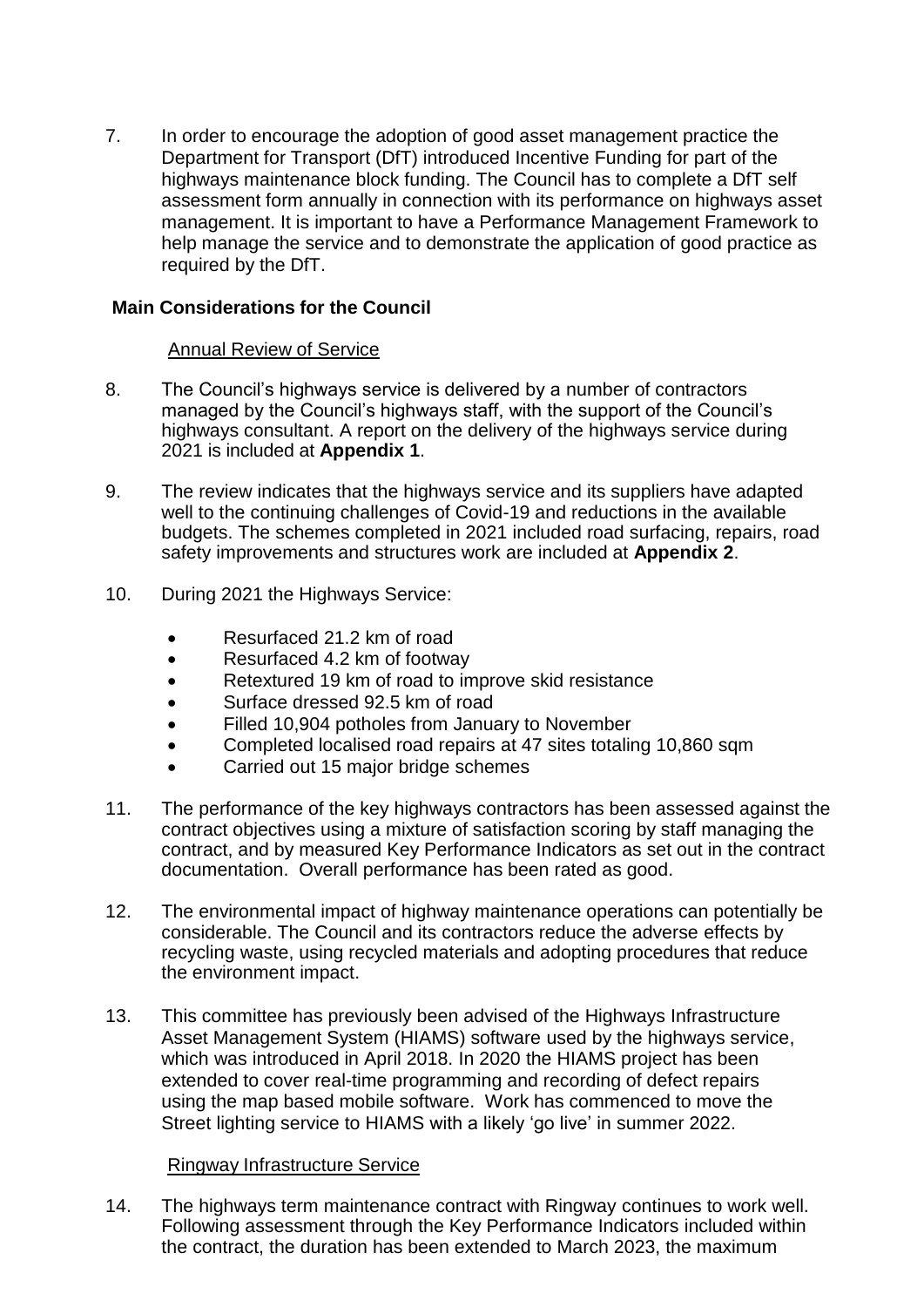7. In order to encourage the adoption of good asset management practice the Department for Transport (DfT) introduced Incentive Funding for part of the highways maintenance block funding. The Council has to complete a DfT self assessment form annually in connection with its performance on highways asset management. It is important to have a Performance Management Framework to help manage the service and to demonstrate the application of good practice as required by the DfT.

**Main Considerations for the Council**

Annual Review of Service

8. The Council's highways service is delivered by a number of contractors managed by the Council's highways staff, with the support of the Council's highways consultant. A report on the delivery of the highways service during 2021 is included at **Appendix 1**.

9. The review indicates that the highways service and its suppliers have adapted well to the continuing challenges of Covid-19 and reductions in the available budgets. The schemes completed in 2021 included road surfacing, repairs, road safety improvements and structures work are included at **Appendix 2**.

10. During 2021 the Highways Service:

    - Resurfaced 21.2 km of road
    - Resurfaced 4.2 km of footway
    - Retextured 19 km of road to improve skid resistance
    - Surface dressed 92.5 km of road
    - Filled 10,904 potholes from January to November
    - Completed localised road repairs at 47 sites totaling 10,860 sqm
    - Carried out 15 major bridge schemes

11. The performance of the key highways contractors has been assessed against the contract objectives using a mixture of satisfaction scoring by staff managing the contract, and by measured Key Performance Indicators as set out in the contract documentation. Overall performance has been rated as good.

12. The environmental impact of highway maintenance operations can potentially be considerable. The Council and its contractors reduce the adverse effects by recycling waste, using recycled materials and adopting procedures that reduce the environment impact.

13. This committee has previously been advised of the Highways Infrastructure Asset Management System (HIAMS) software used by the highways service, which was introduced in April 2018. In 2020 the HIAMS project has been extended to cover real-time programming and recording of defect repairs using the map based mobile software. Work has commenced to move the Street lighting service to HIAMS with a likely 'go live' in summer 2022.

Ringway Infrastructure Service

14. The highways term maintenance contract with Ringway continues to work well. Following assessment through the Key Performance Indicators included within the contract, the duration has been extended to March 2023, the maximum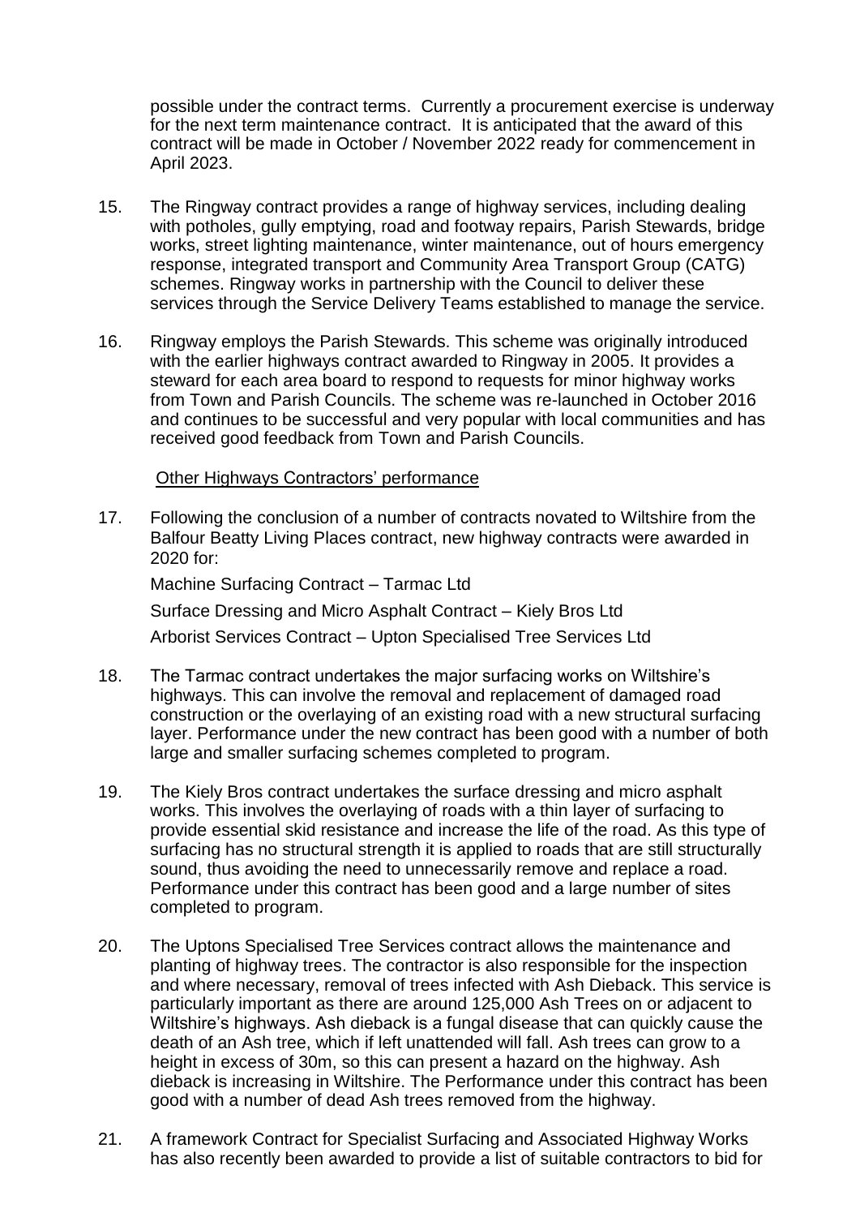possible under the contract terms. Currently a procurement exercise is underway for the next term maintenance contract. It is anticipated that the award of this contract will be made in October / November 2022 ready for commencement in April 2023.

15. The Ringway contract provides a range of highway services, including dealing with potholes, gully emptying, road and footway repairs, Parish Stewards, bridge works, street lighting maintenance, winter maintenance, out of hours emergency response, integrated transport and Community Area Transport Group (CATG) schemes. Ringway works in partnership with the Council to deliver these services through the Service Delivery Teams established to manage the service.

16. Ringway employs the Parish Stewards. This scheme was originally introduced with the earlier highways contract awarded to Ringway in 2005. It provides a steward for each area board to respond to requests for minor highway works from Town and Parish Councils. The scheme was re-launched in October 2016 and continues to be successful and very popular with local communities and has received good feedback from Town and Parish Councils.

Other Highways Contractors' performance

17. Following the conclusion of a number of contracts novated to Wiltshire from the Balfour Beatty Living Places contract, new highway contracts were awarded in 2020 for:

    Machine Surfacing Contract – Tarmac Ltd

    Surface Dressing and Micro Asphalt Contract – Kiely Bros Ltd

    Arborist Services Contract – Upton Specialised Tree Services Ltd

18. The Tarmac contract undertakes the major surfacing works on Wiltshire's highways. This can involve the removal and replacement of damaged road construction or the overlaying of an existing road with a new structural surfacing layer. Performance under the new contract has been good with a number of both large and smaller surfacing schemes completed to program.

19. The Kiely Bros contract undertakes the surface dressing and micro asphalt works. This involves the overlaying of roads with a thin layer of surfacing to provide essential skid resistance and increase the life of the road. As this type of surfacing has no structural strength it is applied to roads that are still structurally sound, thus avoiding the need to unnecessarily remove and replace a road. Performance under this contract has been good and a large number of sites completed to program.

20. The Uptons Specialised Tree Services contract allows the maintenance and planting of highway trees. The contractor is also responsible for the inspection and where necessary, removal of trees infected with Ash Dieback. This service is particularly important as there are around 125,000 Ash Trees on or adjacent to Wiltshire's highways. Ash dieback is a fungal disease that can quickly cause the death of an Ash tree, which if left unattended will fall. Ash trees can grow to a height in excess of 30m, so this can present a hazard on the highway. Ash dieback is increasing in Wiltshire. The Performance under this contract has been good with a number of dead Ash trees removed from the highway.

21. A framework Contract for Specialist Surfacing and Associated Highway Works has also recently been awarded to provide a list of suitable contractors to bid for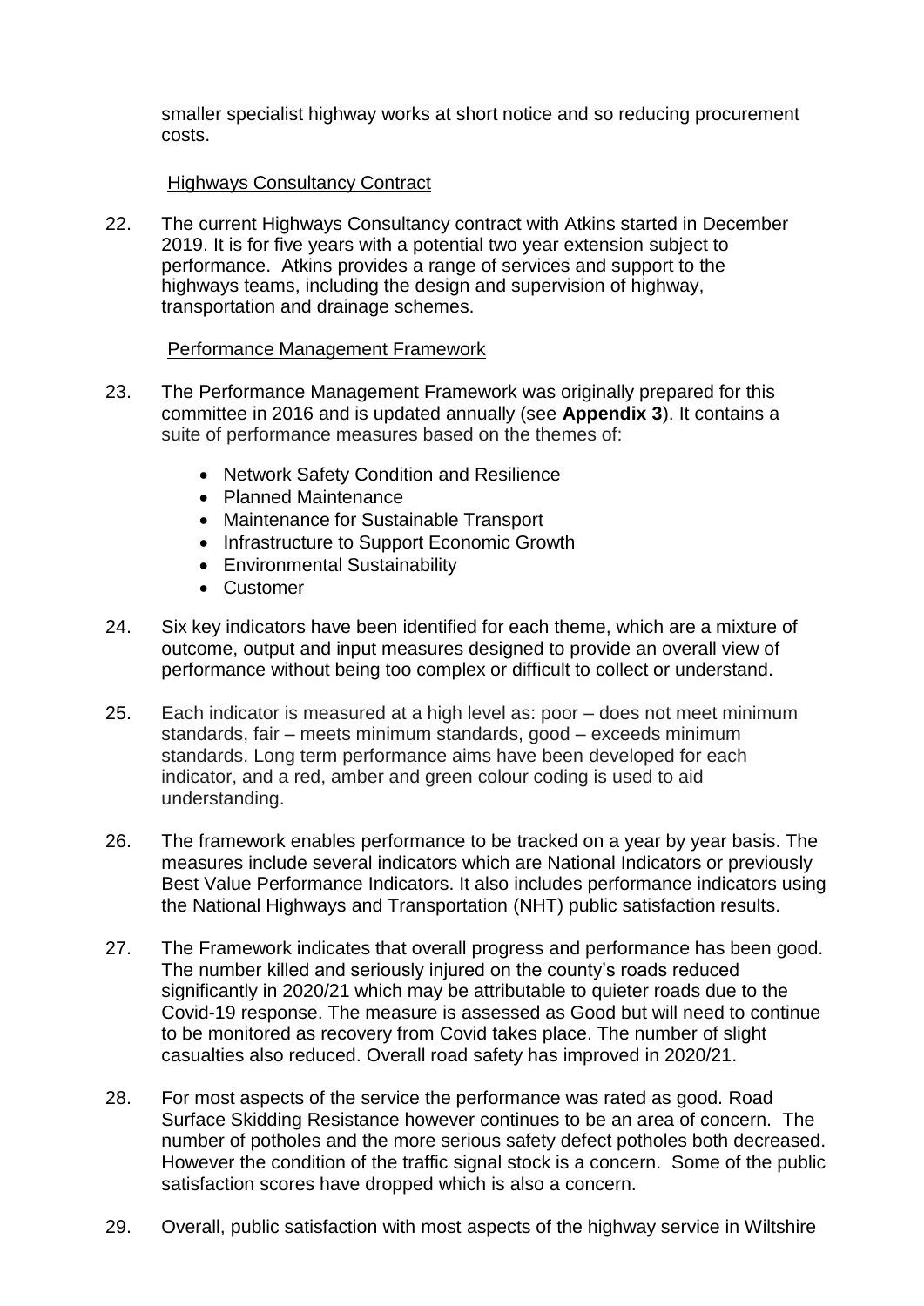smaller specialist highway works at short notice and so reducing procurement costs.

Highways Consultancy Contract

22. The current Highways Consultancy contract with Atkins started in December 2019. It is for five years with a potential two year extension subject to performance. Atkins provides a range of services and support to the highways teams, including the design and supervision of highway, transportation and drainage schemes.

Performance Management Framework

23. The Performance Management Framework was originally prepared for this committee in 2016 and is updated annually (see **Appendix 3**). It contains a suite of performance measures based on the themes of:

- Network Safety Condition and Resilience
- Planned Maintenance
- Maintenance for Sustainable Transport
- Infrastructure to Support Economic Growth
- Environmental Sustainability
- Customer

24. Six key indicators have been identified for each theme, which are a mixture of outcome, output and input measures designed to provide an overall view of performance without being too complex or difficult to collect or understand.

25. Each indicator is measured at a high level as: poor – does not meet minimum standards, fair – meets minimum standards, good – exceeds minimum standards. Long term performance aims have been developed for each indicator, and a red, amber and green colour coding is used to aid understanding.

26. The framework enables performance to be tracked on a year by year basis. The measures include several indicators which are National Indicators or previously Best Value Performance Indicators. It also includes performance indicators using the National Highways and Transportation (NHT) public satisfaction results.

27. The Framework indicates that overall progress and performance has been good. The number killed and seriously injured on the county's roads reduced significantly in 2020/21 which may be attributable to quieter roads due to the Covid-19 response. The measure is assessed as Good but will need to continue to be monitored as recovery from Covid takes place. The number of slight casualties also reduced. Overall road safety has improved in 2020/21.

28. For most aspects of the service the performance was rated as good. Road Surface Skidding Resistance however continues to be an area of concern. The number of potholes and the more serious safety defect potholes both decreased. However the condition of the traffic signal stock is a concern. Some of the public satisfaction scores have dropped which is also a concern.

29. Overall, public satisfaction with most aspects of the highway service in Wiltshire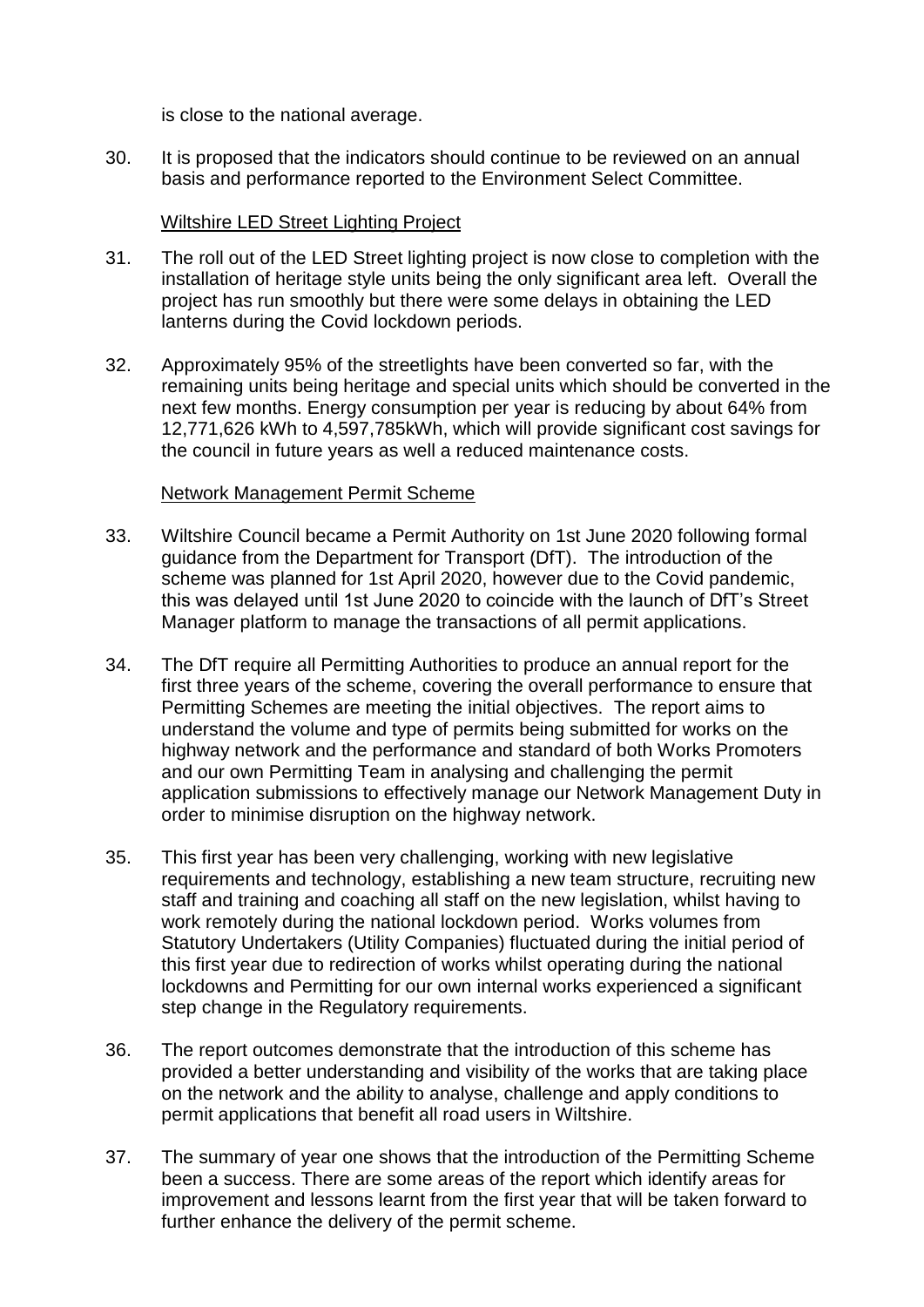is close to the national average.

30. It is proposed that the indicators should continue to be reviewed on an annual basis and performance reported to the Environment Select Committee.

<u>Wiltshire LED Street Lighting Project</u>

31. The roll out of the LED Street lighting project is now close to completion with the installation of heritage style units being the only significant area left. Overall the project has run smoothly but there were some delays in obtaining the LED lanterns during the Covid lockdown periods.

32. Approximately 95% of the streetlights have been converted so far, with the remaining units being heritage and special units which should be converted in the next few months. Energy consumption per year is reducing by about 64% from 12,771,626 kWh to 4,597,785kWh, which will provide significant cost savings for the council in future years as well a reduced maintenance costs.

<u>Network Management Permit Scheme</u>

33. Wiltshire Council became a Permit Authority on 1st June 2020 following formal guidance from the Department for Transport (DfT). The introduction of the scheme was planned for 1st April 2020, however due to the Covid pandemic, this was delayed until 1st June 2020 to coincide with the launch of DfT's Street Manager platform to manage the transactions of all permit applications.

34. The DfT require all Permitting Authorities to produce an annual report for the first three years of the scheme, covering the overall performance to ensure that Permitting Schemes are meeting the initial objectives. The report aims to understand the volume and type of permits being submitted for works on the highway network and the performance and standard of both Works Promoters and our own Permitting Team in analysing and challenging the permit application submissions to effectively manage our Network Management Duty in order to minimise disruption on the highway network.

35. This first year has been very challenging, working with new legislative requirements and technology, establishing a new team structure, recruiting new staff and training and coaching all staff on the new legislation, whilst having to work remotely during the national lockdown period. Works volumes from Statutory Undertakers (Utility Companies) fluctuated during the initial period of this first year due to redirection of works whilst operating during the national lockdowns and Permitting for our own internal works experienced a significant step change in the Regulatory requirements.

36. The report outcomes demonstrate that the introduction of this scheme has provided a better understanding and visibility of the works that are taking place on the network and the ability to analyse, challenge and apply conditions to permit applications that benefit all road users in Wiltshire.

37. The summary of year one shows that the introduction of the Permitting Scheme been a success. There are some areas of the report which identify areas for improvement and lessons learnt from the first year that will be taken forward to further enhance the delivery of the permit scheme.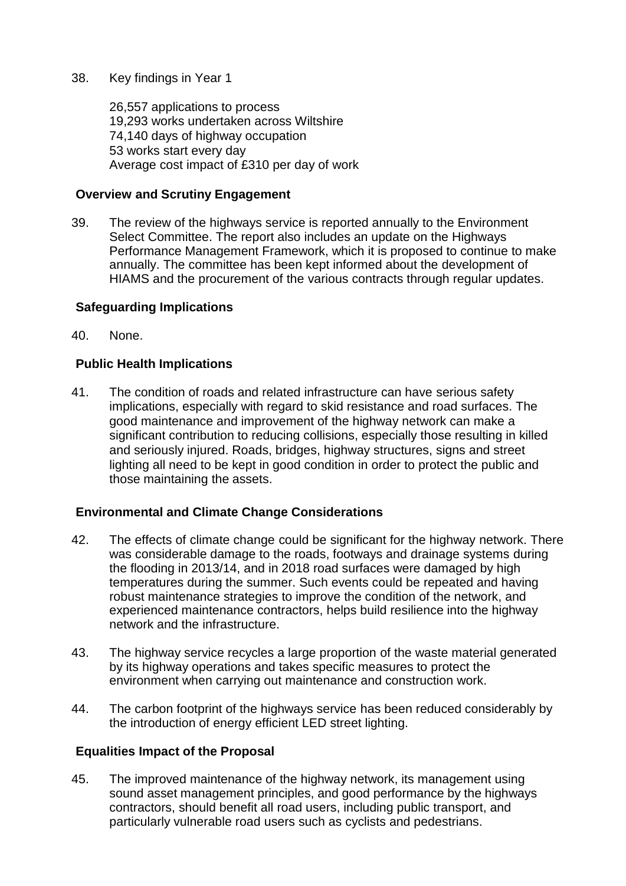38. Key findings in Year 1

    26,557 applications to process
    19,293 works undertaken across Wiltshire
    74,140 days of highway occupation
    53 works start every day
    Average cost impact of £310 per day of work

**Overview and Scrutiny Engagement**

39. The review of the highways service is reported annually to the Environment Select Committee. The report also includes an update on the Highways Performance Management Framework, which it is proposed to continue to make annually. The committee has been kept informed about the development of HIAMS and the procurement of the various contracts through regular updates.

**Safeguarding Implications**

40. None.

**Public Health Implications**

41. The condition of roads and related infrastructure can have serious safety implications, especially with regard to skid resistance and road surfaces. The good maintenance and improvement of the highway network can make a significant contribution to reducing collisions, especially those resulting in killed and seriously injured. Roads, bridges, highway structures, signs and street lighting all need to be kept in good condition in order to protect the public and those maintaining the assets.

**Environmental and Climate Change Considerations**

42. The effects of climate change could be significant for the highway network. There was considerable damage to the roads, footways and drainage systems during the flooding in 2013/14, and in 2018 road surfaces were damaged by high temperatures during the summer. Such events could be repeated and having robust maintenance strategies to improve the condition of the network, and experienced maintenance contractors, helps build resilience into the highway network and the infrastructure.

43. The highway service recycles a large proportion of the waste material generated by its highway operations and takes specific measures to protect the environment when carrying out maintenance and construction work.

44. The carbon footprint of the highways service has been reduced considerably by the introduction of energy efficient LED street lighting.

**Equalities Impact of the Proposal**

45. The improved maintenance of the highway network, its management using sound asset management principles, and good performance by the highways contractors, should benefit all road users, including public transport, and particularly vulnerable road users such as cyclists and pedestrians.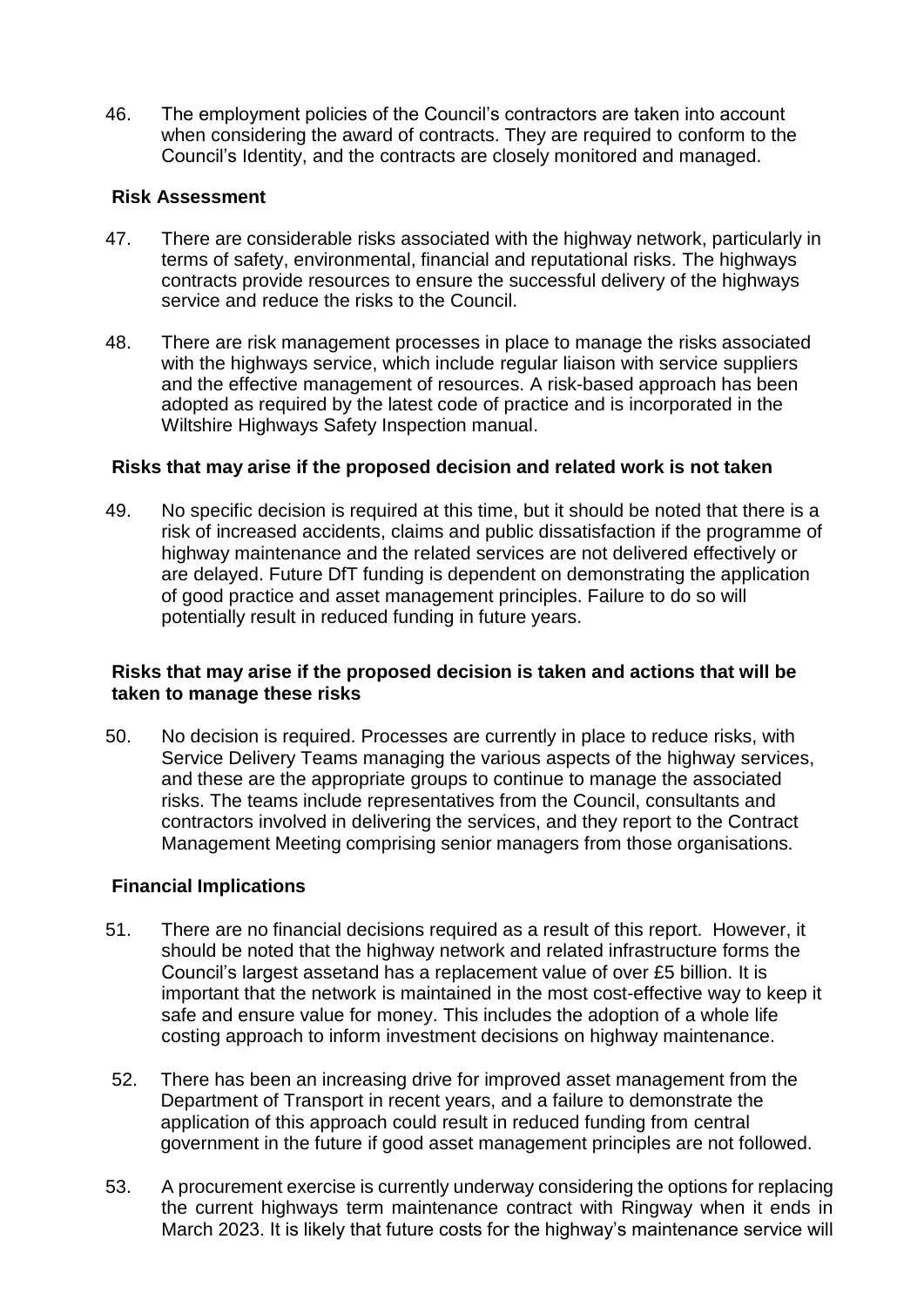46. The employment policies of the Council's contractors are taken into account when considering the award of contracts. They are required to conform to the Council's Identity, and the contracts are closely monitored and managed.

**Risk Assessment**

47. There are considerable risks associated with the highway network, particularly in terms of safety, environmental, financial and reputational risks. The highways contracts provide resources to ensure the successful delivery of the highways service and reduce the risks to the Council.

48. There are risk management processes in place to manage the risks associated with the highways service, which include regular liaison with service suppliers and the effective management of resources. A risk-based approach has been adopted as required by the latest code of practice and is incorporated in the Wiltshire Highways Safety Inspection manual.

**Risks that may arise if the proposed decision and related work is not taken**

49. No specific decision is required at this time, but it should be noted that there is a risk of increased accidents, claims and public dissatisfaction if the programme of highway maintenance and the related services are not delivered effectively or are delayed. Future DfT funding is dependent on demonstrating the application of good practice and asset management principles. Failure to do so will potentially result in reduced funding in future years.

**Risks that may arise if the proposed decision is taken and actions that will be taken to manage these risks**

50. No decision is required. Processes are currently in place to reduce risks, with Service Delivery Teams managing the various aspects of the highway services, and these are the appropriate groups to continue to manage the associated risks. The teams include representatives from the Council, consultants and contractors involved in delivering the services, and they report to the Contract Management Meeting comprising senior managers from those organisations.

**Financial Implications**

51. There are no financial decisions required as a result of this report. However, it should be noted that the highway network and related infrastructure forms the Council's largest assetand has a replacement value of over £5 billion. It is important that the network is maintained in the most cost-effective way to keep it safe and ensure value for money. This includes the adoption of a whole life costing approach to inform investment decisions on highway maintenance.

52. There has been an increasing drive for improved asset management from the Department of Transport in recent years, and a failure to demonstrate the application of this approach could result in reduced funding from central government in the future if good asset management principles are not followed.

53. A procurement exercise is currently underway considering the options for replacing the current highways term maintenance contract with Ringway when it ends in March 2023. It is likely that future costs for the highway's maintenance service will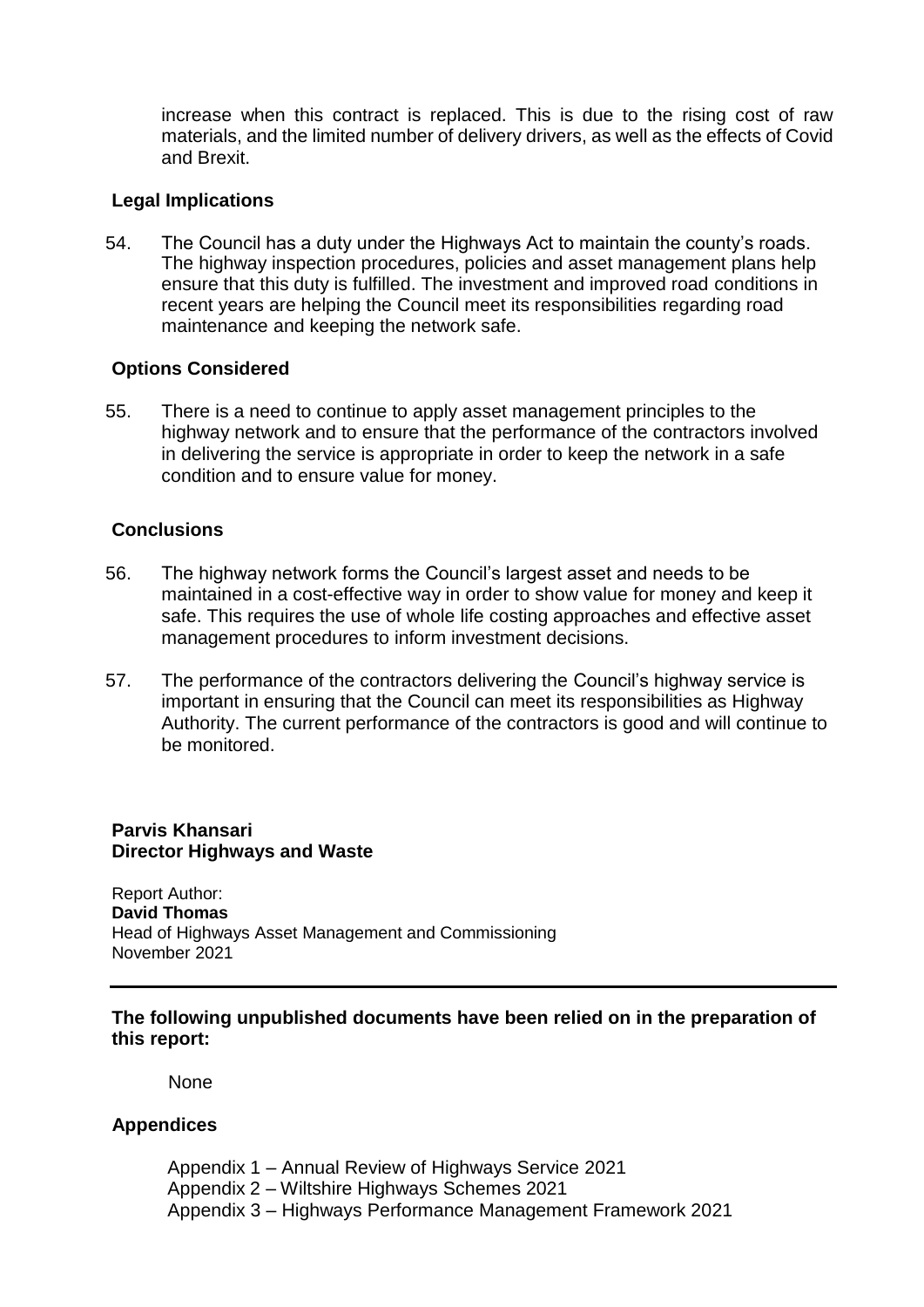increase when this contract is replaced. This is due to the rising cost of raw materials, and the limited number of delivery drivers, as well as the effects of Covid and Brexit.

## Legal Implications

54. The Council has a duty under the Highways Act to maintain the county's roads. The highway inspection procedures, policies and asset management plans help ensure that this duty is fulfilled. The investment and improved road conditions in recent years are helping the Council meet its responsibilities regarding road maintenance and keeping the network safe.

## Options Considered

55. There is a need to continue to apply asset management principles to the highway network and to ensure that the performance of the contractors involved in delivering the service is appropriate in order to keep the network in a safe condition and to ensure value for money.

## Conclusions

56. The highway network forms the Council's largest asset and needs to be maintained in a cost-effective way in order to show value for money and keep it safe. This requires the use of whole life costing approaches and effective asset management procedures to inform investment decisions.

57. The performance of the contractors delivering the Council's highway service is important in ensuring that the Council can meet its responsibilities as Highway Authority. The current performance of the contractors is good and will continue to be monitored.

**Parvis Khansari**
**Director Highways and Waste**

Report Author:
**David Thomas**
Head of Highways Asset Management and Commissioning
November 2021

---

**The following unpublished documents have been relied on in the preparation of this report:**

None

## Appendices

Appendix 1 – Annual Review of Highways Service 2021
Appendix 2 – Wiltshire Highways Schemes 2021
Appendix 3 – Highways Performance Management Framework 2021